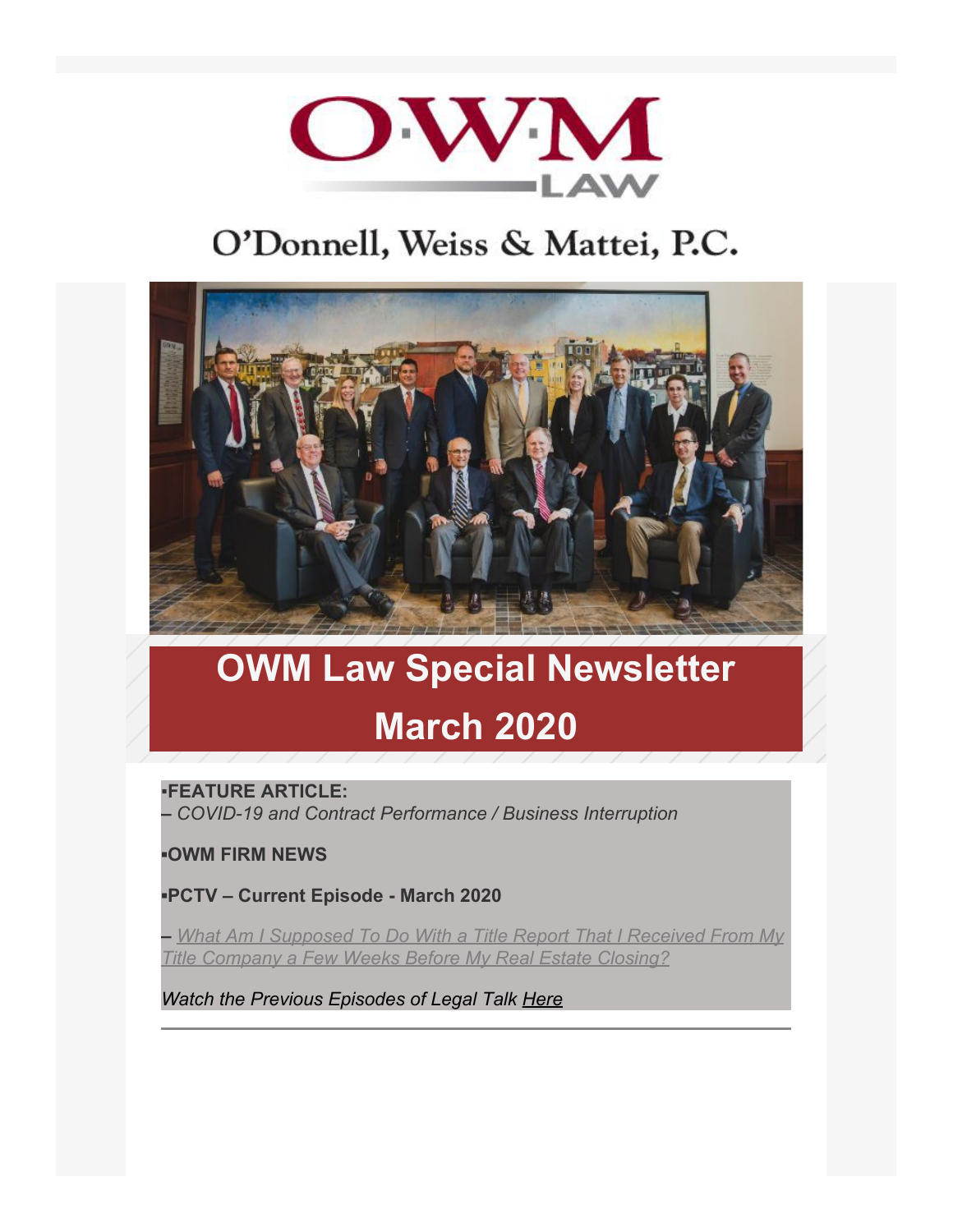# OWM LAW

## O'Donnell, Weiss & Mattei, P.C.

# OWM Law Special Newsletter March 2020

▪**FEATURE ARTICLE:**
– *COVID-19 and Contract Performance / Business Interruption*

▪**OWM FIRM NEWS**

▪**PCTV – Current Episode - March 2020**

– *What Am I Supposed To Do With a Title Report That I Received From My Title Company a Few Weeks Before My Real Estate Closing?*

*Watch the Previous Episodes of Legal Talk Here*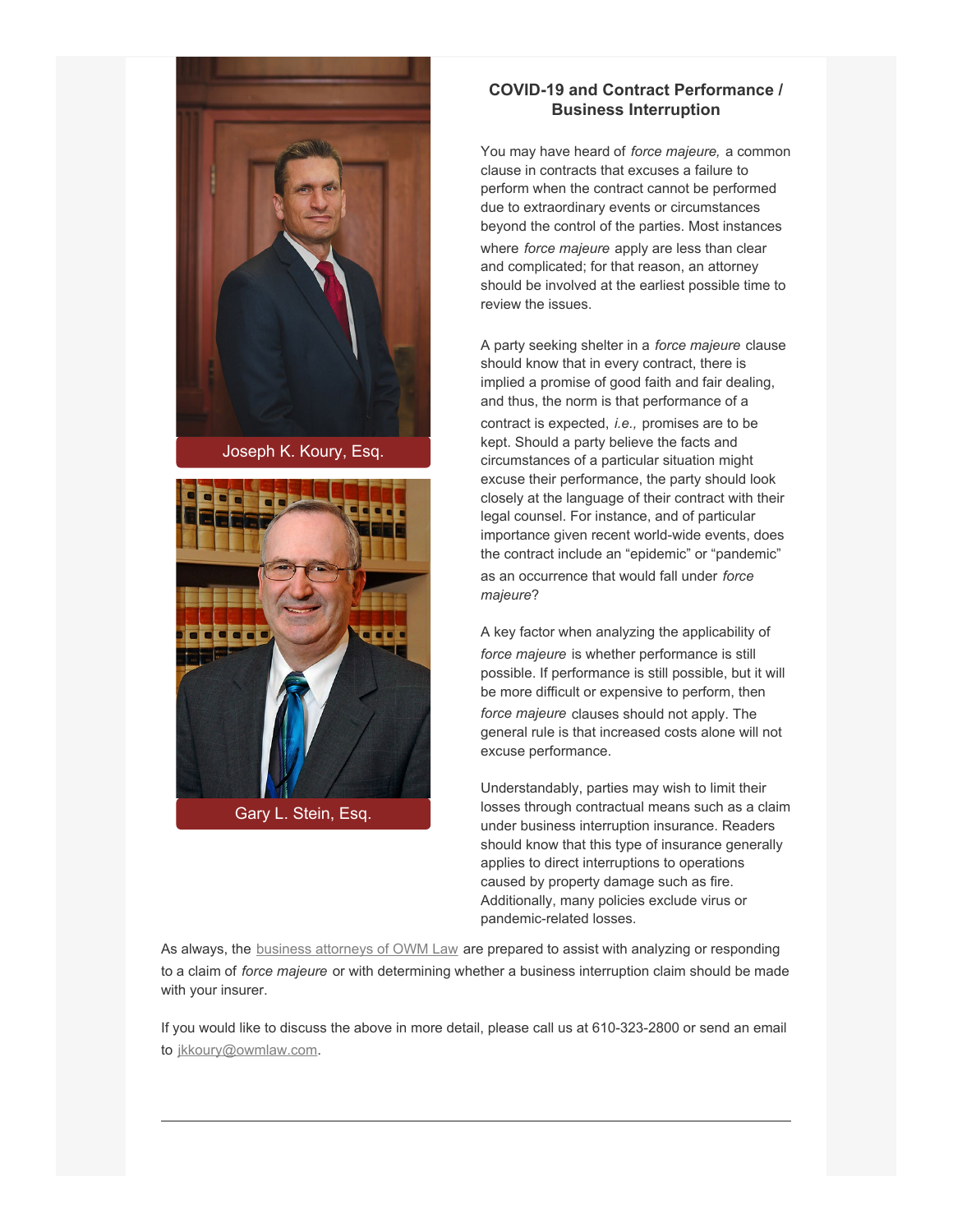Joseph K. Koury, Esq.

Gary L. Stein, Esq.

## COVID-19 and Contract Performance / Business Interruption

You may have heard of *force majeure,* a common clause in contracts that excuses a failure to perform when the contract cannot be performed due to extraordinary events or circumstances beyond the control of the parties. Most instances where *force majeure* apply are less than clear and complicated; for that reason, an attorney should be involved at the earliest possible time to review the issues.

A party seeking shelter in a *force majeure* clause should know that in every contract, there is implied a promise of good faith and fair dealing, and thus, the norm is that performance of a contract is expected, *i.e.,* promises are to be kept. Should a party believe the facts and circumstances of a particular situation might excuse their performance, the party should look closely at the language of their contract with their legal counsel. For instance, and of particular importance given recent world-wide events, does the contract include an "epidemic" or "pandemic" as an occurrence that would fall under *force majeure*?

A key factor when analyzing the applicability of *force majeure* is whether performance is still possible. If performance is still possible, but it will be more difficult or expensive to perform, then *force majeure* clauses should not apply. The general rule is that increased costs alone will not excuse performance.

Understandably, parties may wish to limit their losses through contractual means such as a claim under business interruption insurance. Readers should know that this type of insurance generally applies to direct interruptions to operations caused by property damage such as fire. Additionally, many policies exclude virus or pandemic-related losses.

As always, the [business attorneys of OWM Law]() are prepared to assist with analyzing or responding to a claim of *force majeure* or with determining whether a business interruption claim should be made with your insurer.

If you would like to discuss the above in more detail, please call us at 610-323-2800 or send an email to [jkkoury@owmlaw.com]().

---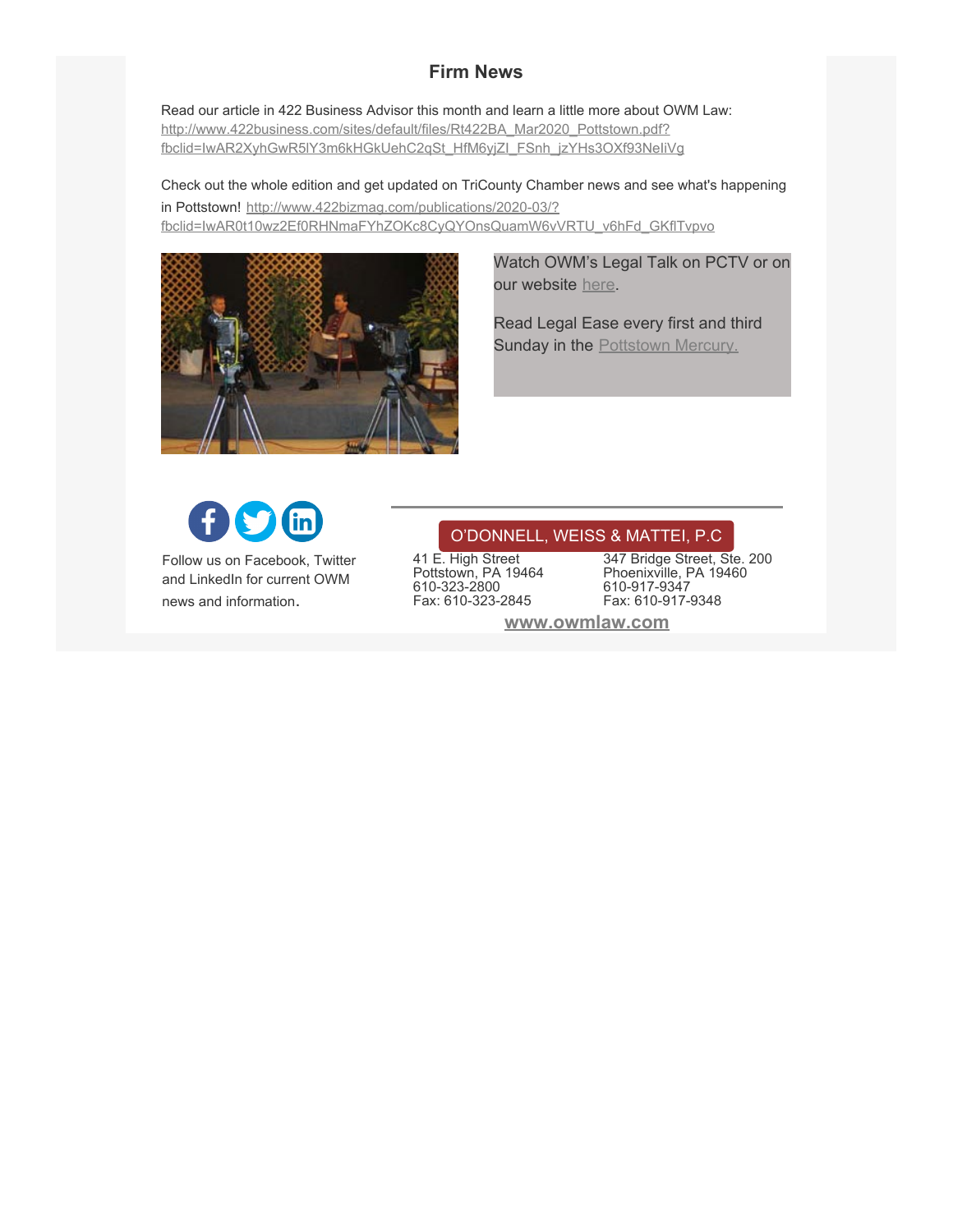## Firm News

Read our article in 422 Business Advisor this month and learn a little more about OWM Law: http://www.422business.com/sites/default/files/Rt422BA_Mar2020_Pottstown.pdf?fbclid=IwAR2XyhGwR5lY3m6kHGkUehC2qSt_HfM6yjZI_FSnh_jzYHs3OXf93NeIiVg

Check out the whole edition and get updated on TriCounty Chamber news and see what's happening in Pottstown! http://www.422bizmag.com/publications/2020-03/?fbclid=IwAR0t10wz2Ef0RHNmaFYhZOKc8CyQYOnsQuamW6vVRTU_v6hFd_GKflTvpvo

Watch OWM's Legal Talk on PCTV or on our website here.

Read Legal Ease every first and third Sunday in the Pottstown Mercury.

Follow us on Facebook, Twitter and LinkedIn for current OWM news and information.

**O'DONNELL, WEISS & MATTEI, P.C**

41 E. High Street
Pottstown, PA 19464
610-323-2800
Fax: 610-323-2845

347 Bridge Street, Ste. 200
Phoenixville, PA 19460
610-917-9347
Fax: 610-917-9348

**www.owmlaw.com**